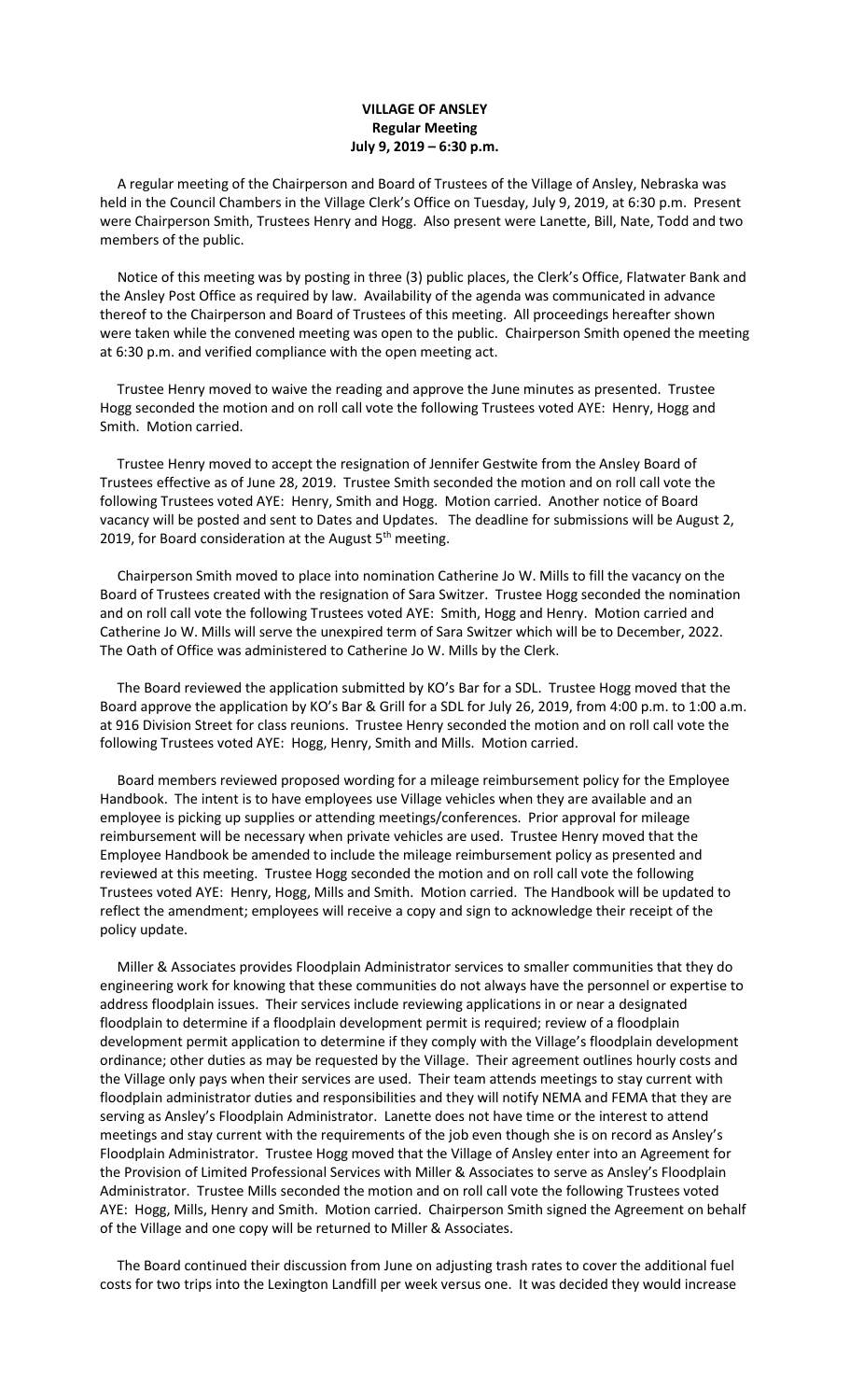# VILLAGE OF ANSLEY
## Regular Meeting
## July 9, 2019 – 6:30 p.m.

A regular meeting of the Chairperson and Board of Trustees of the Village of Ansley, Nebraska was held in the Council Chambers in the Village Clerk's Office on Tuesday, July 9, 2019, at 6:30 p.m. Present were Chairperson Smith, Trustees Henry and Hogg. Also present were Lanette, Bill, Nate, Todd and two members of the public.

Notice of this meeting was by posting in three (3) public places, the Clerk's Office, Flatwater Bank and the Ansley Post Office as required by law. Availability of the agenda was communicated in advance thereof to the Chairperson and Board of Trustees of this meeting. All proceedings hereafter shown were taken while the convened meeting was open to the public. Chairperson Smith opened the meeting at 6:30 p.m. and verified compliance with the open meeting act.

Trustee Henry moved to waive the reading and approve the June minutes as presented. Trustee Hogg seconded the motion and on roll call vote the following Trustees voted AYE: Henry, Hogg and Smith. Motion carried.

Trustee Henry moved to accept the resignation of Jennifer Gestwite from the Ansley Board of Trustees effective as of June 28, 2019. Trustee Smith seconded the motion and on roll call vote the following Trustees voted AYE: Henry, Smith and Hogg. Motion carried. Another notice of Board vacancy will be posted and sent to Dates and Updates. The deadline for submissions will be August 2, 2019, for Board consideration at the August 5th meeting.

Chairperson Smith moved to place into nomination Catherine Jo W. Mills to fill the vacancy on the Board of Trustees created with the resignation of Sara Switzer. Trustee Hogg seconded the nomination and on roll call vote the following Trustees voted AYE: Smith, Hogg and Henry. Motion carried and Catherine Jo W. Mills will serve the unexpired term of Sara Switzer which will be to December, 2022. The Oath of Office was administered to Catherine Jo W. Mills by the Clerk.

The Board reviewed the application submitted by KO's Bar for a SDL. Trustee Hogg moved that the Board approve the application by KO's Bar & Grill for a SDL for July 26, 2019, from 4:00 p.m. to 1:00 a.m. at 916 Division Street for class reunions. Trustee Henry seconded the motion and on roll call vote the following Trustees voted AYE: Hogg, Henry, Smith and Mills. Motion carried.

Board members reviewed proposed wording for a mileage reimbursement policy for the Employee Handbook. The intent is to have employees use Village vehicles when they are available and an employee is picking up supplies or attending meetings/conferences. Prior approval for mileage reimbursement will be necessary when private vehicles are used. Trustee Henry moved that the Employee Handbook be amended to include the mileage reimbursement policy as presented and reviewed at this meeting. Trustee Hogg seconded the motion and on roll call vote the following Trustees voted AYE: Henry, Hogg, Mills and Smith. Motion carried. The Handbook will be updated to reflect the amendment; employees will receive a copy and sign to acknowledge their receipt of the policy update.

Miller & Associates provides Floodplain Administrator services to smaller communities that they do engineering work for knowing that these communities do not always have the personnel or expertise to address floodplain issues. Their services include reviewing applications in or near a designated floodplain to determine if a floodplain development permit is required; review of a floodplain development permit application to determine if they comply with the Village's floodplain development ordinance; other duties as may be requested by the Village. Their agreement outlines hourly costs and the Village only pays when their services are used. Their team attends meetings to stay current with floodplain administrator duties and responsibilities and they will notify NEMA and FEMA that they are serving as Ansley's Floodplain Administrator. Lanette does not have time or the interest to attend meetings and stay current with the requirements of the job even though she is on record as Ansley's Floodplain Administrator. Trustee Hogg moved that the Village of Ansley enter into an Agreement for the Provision of Limited Professional Services with Miller & Associates to serve as Ansley's Floodplain Administrator. Trustee Mills seconded the motion and on roll call vote the following Trustees voted AYE: Hogg, Mills, Henry and Smith. Motion carried. Chairperson Smith signed the Agreement on behalf of the Village and one copy will be returned to Miller & Associates.

The Board continued their discussion from June on adjusting trash rates to cover the additional fuel costs for two trips into the Lexington Landfill per week versus one. It was decided they would increase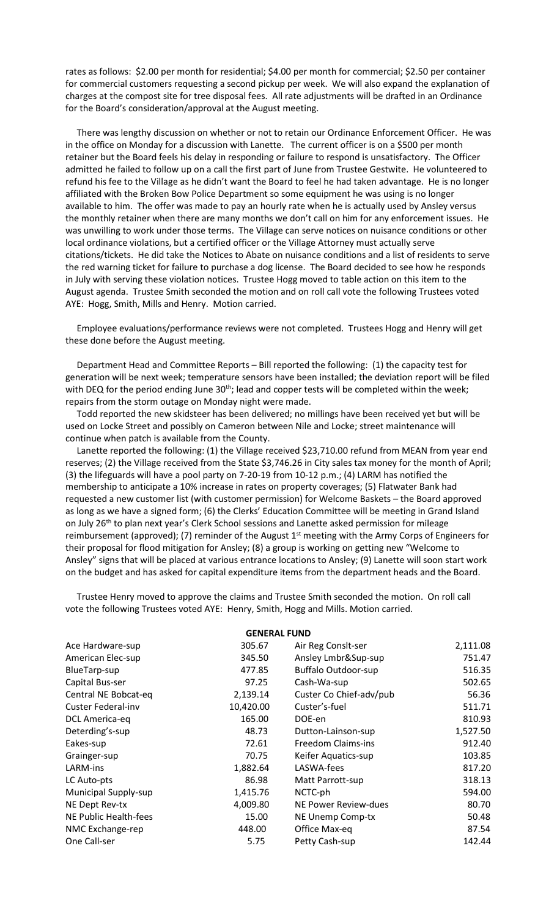rates as follows: $2.00 per month for residential; $4.00 per month for commercial; $2.50 per container for commercial customers requesting a second pickup per week. We will also expand the explanation of charges at the compost site for tree disposal fees. All rate adjustments will be drafted in an Ordinance for the Board's consideration/approval at the August meeting.

There was lengthy discussion on whether or not to retain our Ordinance Enforcement Officer. He was in the office on Monday for a discussion with Lanette. The current officer is on a $500 per month retainer but the Board feels his delay in responding or failure to respond is unsatisfactory. The Officer admitted he failed to follow up on a call the first part of June from Trustee Gestwite. He volunteered to refund his fee to the Village as he didn't want the Board to feel he had taken advantage. He is no longer affiliated with the Broken Bow Police Department so some equipment he was using is no longer available to him. The offer was made to pay an hourly rate when he is actually used by Ansley versus the monthly retainer when there are many months we don't call on him for any enforcement issues. He was unwilling to work under those terms. The Village can serve notices on nuisance conditions or other local ordinance violations, but a certified officer or the Village Attorney must actually serve citations/tickets. He did take the Notices to Abate on nuisance conditions and a list of residents to serve the red warning ticket for failure to purchase a dog license. The Board decided to see how he responds in July with serving these violation notices. Trustee Hogg moved to table action on this item to the August agenda. Trustee Smith seconded the motion and on roll call vote the following Trustees voted AYE: Hogg, Smith, Mills and Henry. Motion carried.

Employee evaluations/performance reviews were not completed. Trustees Hogg and Henry will get these done before the August meeting.

Department Head and Committee Reports – Bill reported the following: (1) the capacity test for generation will be next week; temperature sensors have been installed; the deviation report will be filed with DEQ for the period ending June 30th; lead and copper tests will be completed within the week; repairs from the storm outage on Monday night were made.

Todd reported the new skidsteer has been delivered; no millings have been received yet but will be used on Locke Street and possibly on Cameron between Nile and Locke; street maintenance will continue when patch is available from the County.

Lanette reported the following: (1) the Village received $23,710.00 refund from MEAN from year end reserves; (2) the Village received from the State $3,746.26 in City sales tax money for the month of April; (3) the lifeguards will have a pool party on 7-20-19 from 10-12 p.m.; (4) LARM has notified the membership to anticipate a 10% increase in rates on property coverages; (5) Flatwater Bank had requested a new customer list (with customer permission) for Welcome Baskets – the Board approved as long as we have a signed form; (6) the Clerks' Education Committee will be meeting in Grand Island on July 26th to plan next year's Clerk School sessions and Lanette asked permission for mileage reimbursement (approved); (7) reminder of the August 1st meeting with the Army Corps of Engineers for their proposal for flood mitigation for Ansley; (8) a group is working on getting new "Welcome to Ansley" signs that will be placed at various entrance locations to Ansley; (9) Lanette will soon start work on the budget and has asked for capital expenditure items from the department heads and the Board.

Trustee Henry moved to approve the claims and Trustee Smith seconded the motion. On roll call vote the following Trustees voted AYE: Henry, Smith, Hogg and Mills. Motion carried.

**GENERAL FUND**

| | | | |
|---|---|---|---|
| Ace Hardware-sup | 305.67 | Air Reg Conslt-ser | 2,111.08 |
| American Elec-sup | 345.50 | Ansley Lmbr&Sup-sup | 751.47 |
| BlueTarp-sup | 477.85 | Buffalo Outdoor-sup | 516.35 |
| Capital Bus-ser | 97.25 | Cash-Wa-sup | 502.65 |
| Central NE Bobcat-eq | 2,139.14 | Custer Co Chief-adv/pub | 56.36 |
| Custer Federal-inv | 10,420.00 | Custer's-fuel | 511.71 |
| DCL America-eq | 165.00 | DOE-en | 810.93 |
| Deterding's-sup | 48.73 | Dutton-Lainson-sup | 1,527.50 |
| Eakes-sup | 72.61 | Freedom Claims-ins | 912.40 |
| Grainger-sup | 70.75 | Keifer Aquatics-sup | 103.85 |
| LARM-ins | 1,882.64 | LASWA-fees | 817.20 |
| LC Auto-pts | 86.98 | Matt Parrott-sup | 318.13 |
| Municipal Supply-sup | 1,415.76 | NCTC-ph | 594.00 |
| NE Dept Rev-tx | 4,009.80 | NE Power Review-dues | 80.70 |
| NE Public Health-fees | 15.00 | NE Unemp Comp-tx | 50.48 |
| NMC Exchange-rep | 448.00 | Office Max-eq | 87.54 |
| One Call-ser | 5.75 | Petty Cash-sup | 142.44 |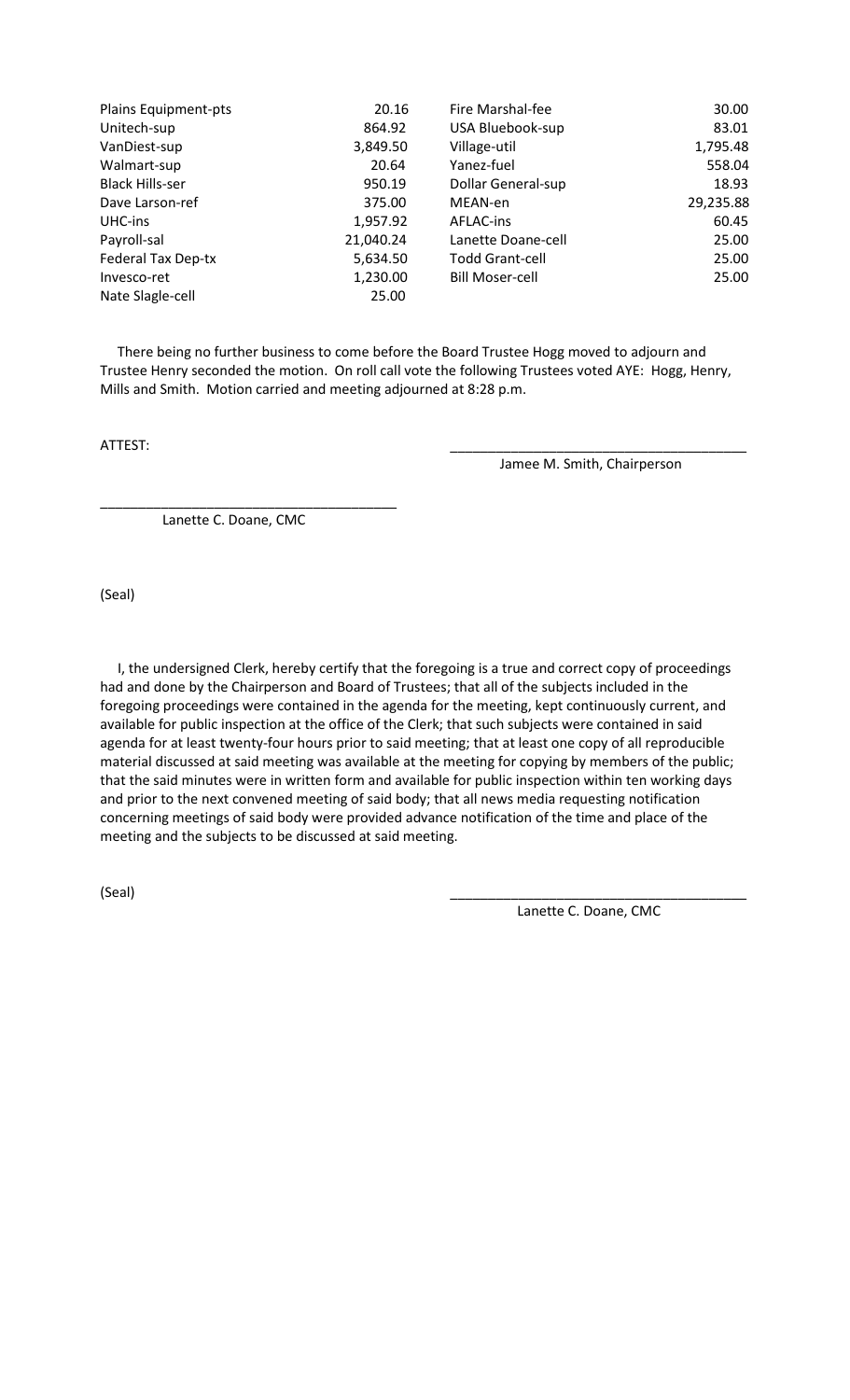| | | | |
|---|---|---|---|
| Plains Equipment-pts | 20.16 | Fire Marshal-fee | 30.00 |
| Unitech-sup | 864.92 | USA Bluebook-sup | 83.01 |
| VanDiest-sup | 3,849.50 | Village-util | 1,795.48 |
| Walmart-sup | 20.64 | Yanez-fuel | 558.04 |
| Black Hills-ser | 950.19 | Dollar General-sup | 18.93 |
| Dave Larson-ref | 375.00 | MEAN-en | 29,235.88 |
| UHC-ins | 1,957.92 | AFLAC-ins | 60.45 |
| Payroll-sal | 21,040.24 | Lanette Doane-cell | 25.00 |
| Federal Tax Dep-tx | 5,634.50 | Todd Grant-cell | 25.00 |
| Invesco-ret | 1,230.00 | Bill Moser-cell | 25.00 |
| Nate Slagle-cell | 25.00 | | |

There being no further business to come before the Board Trustee Hogg moved to adjourn and Trustee Henry seconded the motion. On roll call vote the following Trustees voted AYE: Hogg, Henry, Mills and Smith. Motion carried and meeting adjourned at 8:28 p.m.

ATTEST:

\_\_\_\_\_\_\_\_\_\_\_\_\_\_\_\_\_\_\_\_\_\_\_\_\_\_\_\_\_\_\_\_\_\_\_\_\_\_\_\_

Jamee M. Smith, Chairperson

\_\_\_\_\_\_\_\_\_\_\_\_\_\_\_\_\_\_\_\_\_\_\_\_\_\_\_\_\_\_\_\_\_\_\_\_\_\_\_\_

Lanette C. Doane, CMC

(Seal)

I, the undersigned Clerk, hereby certify that the foregoing is a true and correct copy of proceedings had and done by the Chairperson and Board of Trustees; that all of the subjects included in the foregoing proceedings were contained in the agenda for the meeting, kept continuously current, and available for public inspection at the office of the Clerk; that such subjects were contained in said agenda for at least twenty-four hours prior to said meeting; that at least one copy of all reproducible material discussed at said meeting was available at the meeting for copying by members of the public; that the said minutes were in written form and available for public inspection within ten working days and prior to the next convened meeting of said body; that all news media requesting notification concerning meetings of said body were provided advance notification of the time and place of the meeting and the subjects to be discussed at said meeting.

(Seal)

\_\_\_\_\_\_\_\_\_\_\_\_\_\_\_\_\_\_\_\_\_\_\_\_\_\_\_\_\_\_\_\_\_\_\_\_\_\_\_\_

Lanette C. Doane, CMC